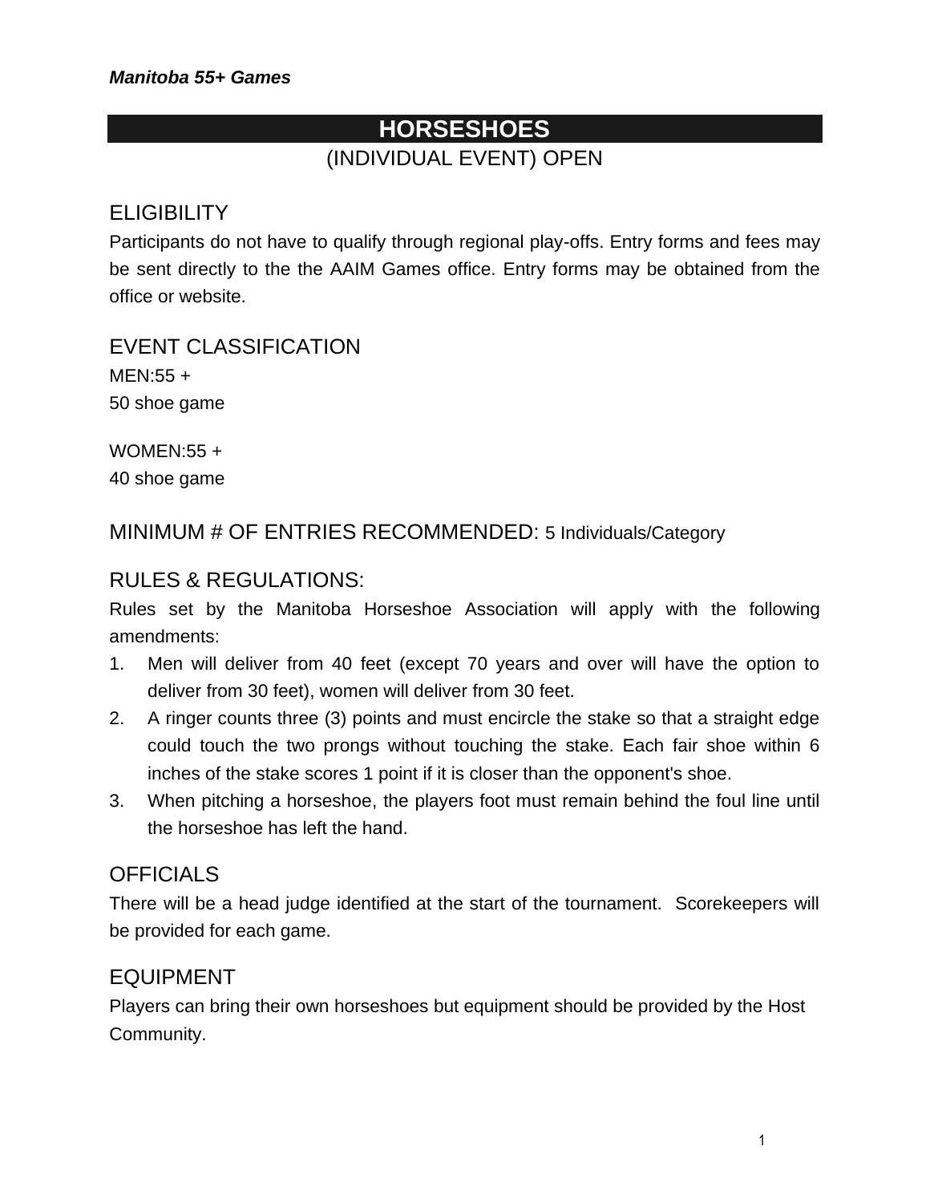*Manitoba 55+ Games*

# HORSESHOES

(INDIVIDUAL EVENT) OPEN

## ELIGIBILITY

Participants do not have to qualify through regional play-offs. Entry forms and fees may be sent directly to the the AAIM Games office. Entry forms may be obtained from the office or website.

## EVENT CLASSIFICATION

MEN:55 +
50 shoe game

WOMEN:55 +
40 shoe game

## MINIMUM # OF ENTRIES RECOMMENDED: 5 Individuals/Category

## RULES & REGULATIONS:

Rules set by the Manitoba Horseshoe Association will apply with the following amendments:

1. Men will deliver from 40 feet (except 70 years and over will have the option to deliver from 30 feet), women will deliver from 30 feet.
2. A ringer counts three (3) points and must encircle the stake so that a straight edge could touch the two prongs without touching the stake. Each fair shoe within 6 inches of the stake scores 1 point if it is closer than the opponent's shoe.
3. When pitching a horseshoe, the players foot must remain behind the foul line until the horseshoe has left the hand.

## OFFICIALS

There will be a head judge identified at the start of the tournament. Scorekeepers will be provided for each game.

## EQUIPMENT

Players can bring their own horseshoes but equipment should be provided by the Host Community.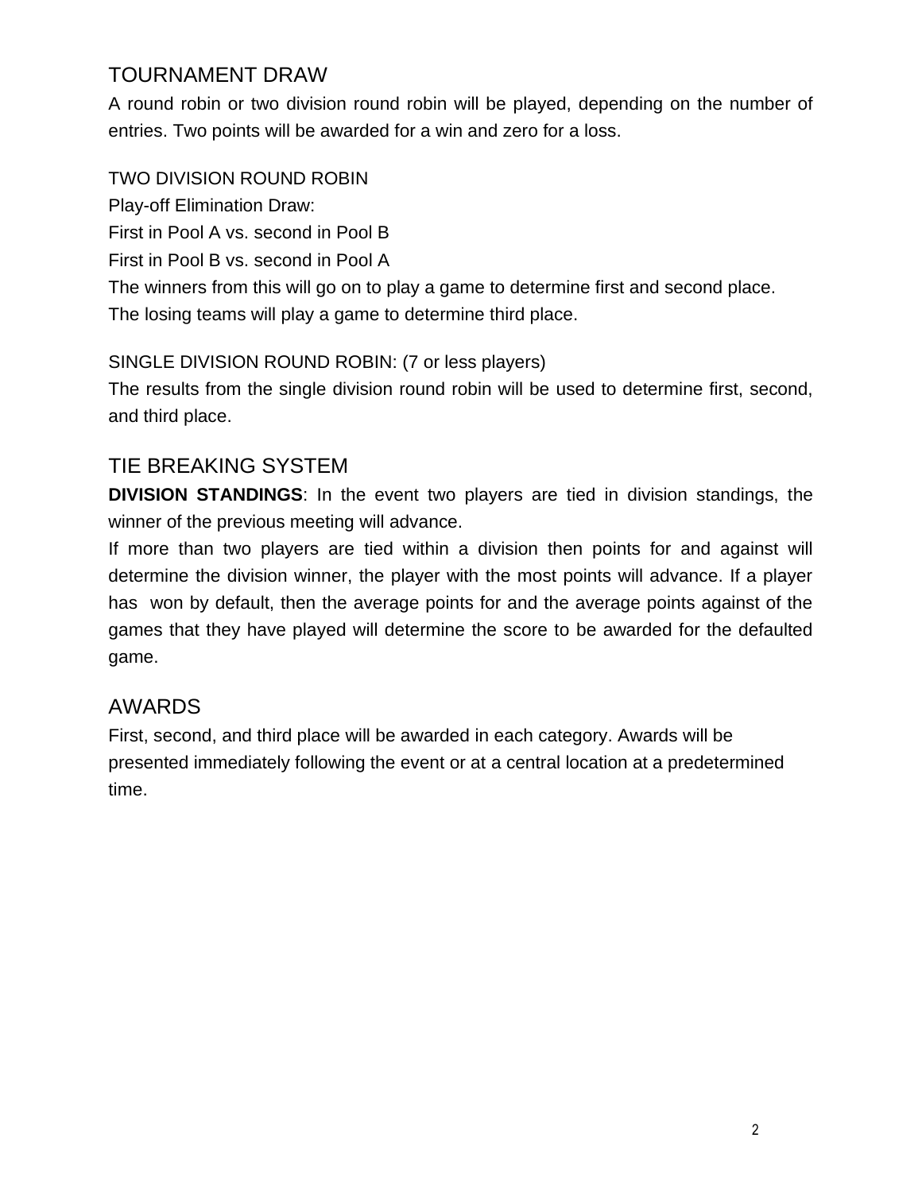## TOURNAMENT DRAW

A round robin or two division round robin will be played, depending on the number of entries. Two points will be awarded for a win and zero for a loss.

### TWO DIVISION ROUND ROBIN

Play-off Elimination Draw:
First in Pool A vs. second in Pool B
First in Pool B vs. second in Pool A
The winners from this will go on to play a game to determine first and second place.
The losing teams will play a game to determine third place.

### SINGLE DIVISION ROUND ROBIN: (7 or less players)

The results from the single division round robin will be used to determine first, second, and third place.

## TIE BREAKING SYSTEM

**DIVISION STANDINGS**: In the event two players are tied in division standings, the winner of the previous meeting will advance.

If more than two players are tied within a division then points for and against will determine the division winner, the player with the most points will advance. If a player has won by default, then the average points for and the average points against of the games that they have played will determine the score to be awarded for the defaulted game.

## AWARDS

First, second, and third place will be awarded in each category. Awards will be presented immediately following the event or at a central location at a predetermined time.